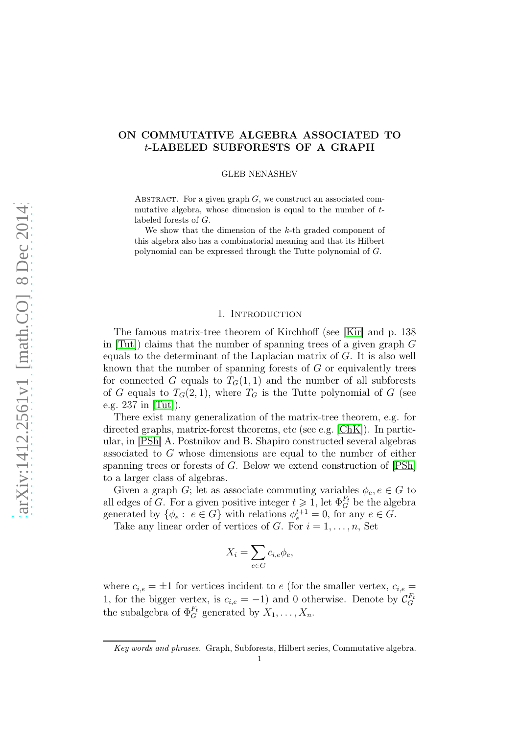# ON COMMUTATIVE ALGEBRA ASSOCIATED TO $t$-LABELED SUBFORESTS OF A GRAPH

GLEB NENASHEV

ABSTRACT. For a given graph $G$, we construct an associated commutative algebra, whose dimension is equal to the number of $t$-labeled forests of $G$.

We show that the dimension of the $k$-th graded component of this algebra also has a combinatorial meaning and that its Hilbert polynomial can be expressed through the Tutte polynomial of $G$.

## 1. Introduction

The famous matrix-tree theorem of Kirchhoff (see [Kir] and p. 138 in [Tut]) claims that the number of spanning trees of a given graph $G$ equals to the determinant of the Laplacian matrix of $G$. It is also well known that the number of spanning forests of $G$ or equivalently trees for connected $G$ equals to $T_G(1,1)$ and the number of all subforests of $G$ equals to $T_G(2,1)$, where $T_G$ is the Tutte polynomial of $G$ (see e.g. 237 in [Tut]).

There exist many generalization of the matrix-tree theorem, e.g. for directed graphs, matrix-forest theorems, etc (see e.g. [ChK]). In particular, in [PSh] A. Postnikov and B. Shapiro constructed several algebras associated to $G$ whose dimensions are equal to the number of either spanning trees or forests of $G$. Below we extend construction of [PSh] to a larger class of algebras.

Given a graph $G$; let as associate commuting variables $\phi_e, e \in G$ to all edges of $G$. For a given positive integer $t \geqslant 1$, let $\Phi_G^{F_t}$ be the algebra generated by $\{\phi_e : \ e \in G\}$ with relations $\phi_e^{t+1} = 0$, for any $e \in G$.

Take any linear order of vertices of $G$. For $i = 1, \dots, n$, Set

$$X_i = \sum_{e \in G} c_{i,e} \phi_e,$$

where $c_{i,e} = \pm 1$ for vertices incident to $e$ (for the smaller vertex, $c_{i,e} = 1$, for the bigger vertex, is $c_{i,e} = -1$) and 0 otherwise. Denote by $\mathcal{C}_G^{F_t}$ the subalgebra of $\Phi_G^{F_t}$ generated by $X_1, \dots, X_n$.

*Key words and phrases.* Graph, Subforests, Hilbert series, Commutative algebra.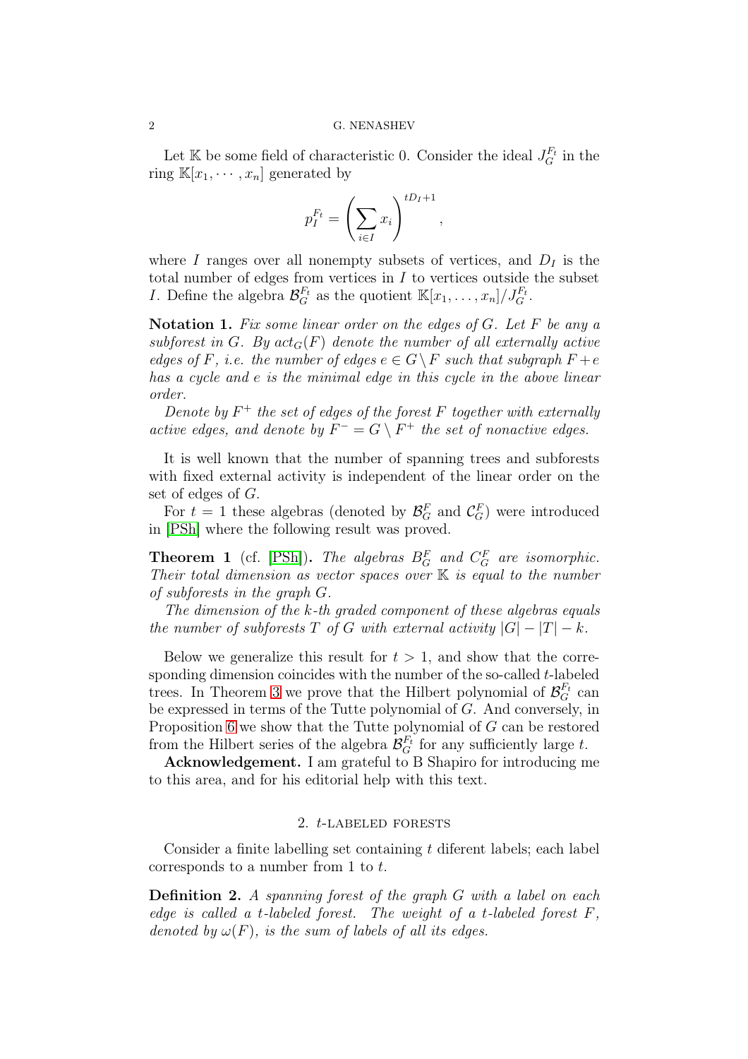Let $\mathbb{K}$ be some field of characteristic 0. Consider the ideal $J_G^{F_t}$ in the ring $\mathbb{K}[x_1, \cdots, x_n]$ generated by

$$p_I^{F_t} = \left( \sum_{i \in I} x_i \right)^{tD_I + 1},$$

where $I$ ranges over all nonempty subsets of vertices, and $D_I$ is the total number of edges from vertices in $I$ to vertices outside the subset $I$. Define the algebra $\mathcal{B}_G^{F_t}$ as the quotient $\mathbb{K}[x_1, \dots, x_n]/J_G^{F_t}$.

**Notation 1.** *Fix some linear order on the edges of $G$. Let $F$ be any a subforest in $G$. By $act_G(F)$ denote the number of all externally active edges of $F$, i.e. the number of edges $e \in G \setminus F$ such that subgraph $F + e$ has a cycle and $e$ is the minimal edge in this cycle in the above linear order.*

*Denote by $F^+$ the set of edges of the forest $F$ together with externally active edges, and denote by $F^- = G \setminus F^+$ the set of nonactive edges.*

It is well known that the number of spanning trees and subforests with fixed external activity is independent of the linear order on the set of edges of $G$.

For $t = 1$ these algebras (denoted by $\mathcal{B}_G^F$ and $\mathcal{C}_G^F$) were introduced in [PSh] where the following result was proved.

**Theorem 1** (cf. [PSh])**.** *The algebras $B_G^F$ and $C_G^F$ are isomorphic. Their total dimension as vector spaces over $\mathbb{K}$ is equal to the number of subforests in the graph $G$.*

*The dimension of the $k$-th graded component of these algebras equals the number of subforests $T$ of $G$ with external activity $|G| - |T| - k$.*

Below we generalize this result for $t > 1$, and show that the corresponding dimension coincides with the number of the so-called $t$-labeled trees. In Theorem 3 we prove that the Hilbert polynomial of $\mathcal{B}_G^{F_t}$ can be expressed in terms of the Tutte polynomial of $G$. And conversely, in Proposition 6 we show that the Tutte polynomial of $G$ can be restored from the Hilbert series of the algebra $\mathcal{B}_G^{F_t}$ for any sufficiently large $t$.

**Acknowledgement.** I am grateful to B Shapiro for introducing me to this area, and for his editorial help with this text.

## 2. $t$-labeled forests

Consider a finite labelling set containing $t$ diferent labels; each label corresponds to a number from 1 to $t$.

**Definition 2.** *A spanning forest of the graph $G$ with a label on each edge is called a $t$-labeled forest. The weight of a $t$-labeled forest $F$, denoted by $\omega(F)$, is the sum of labels of all its edges.*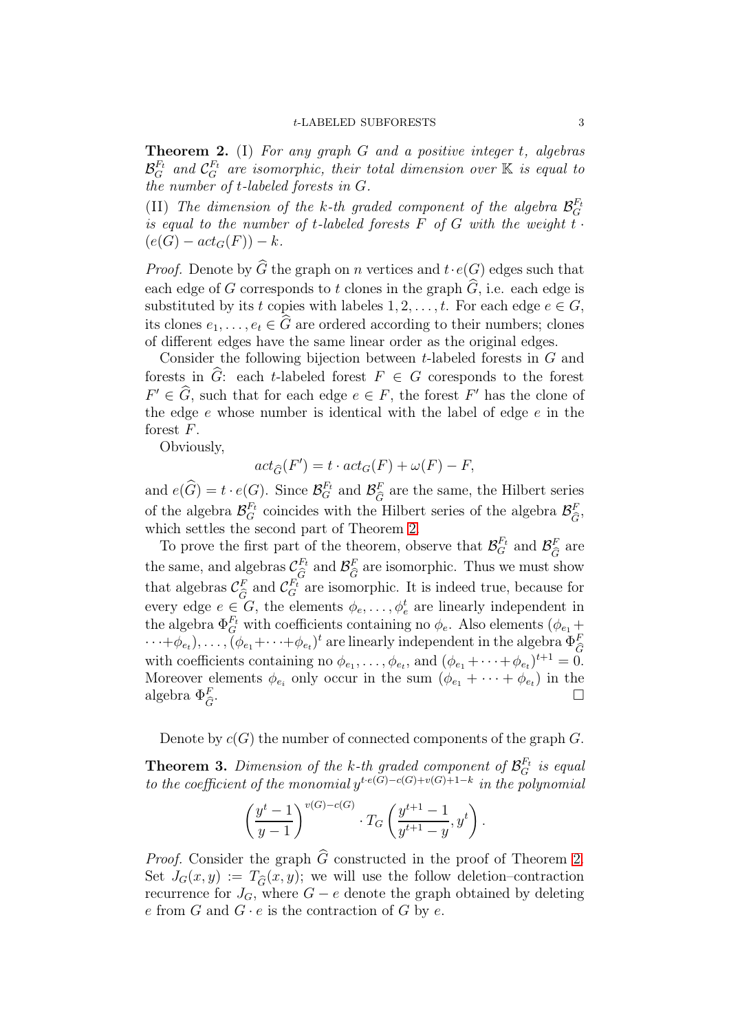**Theorem 2.** (I) *For any graph $G$ and a positive integer $t$, algebras $\mathcal{B}_G^{F_t}$ and $\mathcal{C}_G^{F_t}$ are isomorphic, their total dimension over $\mathbb{K}$ is equal to the number of $t$-labeled forests in $G$.*

(II) *The dimension of the $k$-th graded component of the algebra $\mathcal{B}_G^{F_t}$ is equal to the number of $t$-labeled forests $F$ of $G$ with the weight $t \cdot (e(G) - act_G(F)) - k$.*

*Proof.* Denote by $\widehat{G}$ the graph on $n$ vertices and $t \cdot e(G)$ edges such that each edge of $G$ corresponds to $t$ clones in the graph $\widehat{G}$, i.e. each edge is substituted by its $t$ copies with labeles $1, 2, \ldots, t$. For each edge $e \in G$, its clones $e_1, \ldots, e_t \in \widehat{G}$ are ordered according to their numbers; clones of different edges have the same linear order as the original edges.

Consider the following bijection between $t$-labeled forests in $G$ and forests in $\widehat{G}$: each $t$-labeled forest $F \in G$ coresponds to the forest $F' \in \widehat{G}$, such that for each edge $e \in F$, the forest $F'$ has the clone of the edge $e$ whose number is identical with the label of edge $e$ in the forest $F$.

Obviously,

$$act_{\widehat{G}}(F') = t \cdot act_G(F) + \omega(F) - F,$$

and $e(\widehat{G}) = t \cdot e(G)$. Since $\mathcal{B}_G^{F_t}$ and $\mathcal{B}_{\widehat{G}}^{F}$ are the same, the Hilbert series of the algebra $\mathcal{B}_G^{F_t}$ coincides with the Hilbert series of the algebra $\mathcal{B}_{\widehat{G}}^{F}$, which settles the second part of Theorem 2.

To prove the first part of the theorem, observe that $\mathcal{B}_G^{F_t}$ and $\mathcal{B}_{\widehat{G}}^{F}$ are the same, and algebras $\mathcal{C}_{\widehat{G}}^{F_t}$ and $\mathcal{B}_{\widehat{G}}^{F}$ are isomorphic. Thus we must show that algebras $\mathcal{C}_{\widehat{G}}^{F}$ and $\mathcal{C}_G^{F_t}$ are isomorphic. It is indeed true, because for every edge $e \in G$, the elements $\phi_e, \ldots, \phi_e^t$ are linearly independent in the algebra $\Phi_G^{F_t}$ with coefficients containing no $\phi_e$. Also elements $(\phi_{e_1} + \cdots + \phi_{e_t}), \ldots, (\phi_{e_1} + \cdots + \phi_{e_t})^t$ are linearly independent in the algebra $\Phi_{\widehat{G}}^{F}$ with coefficients containing no $\phi_{e_1}, \ldots, \phi_{e_t}$, and $(\phi_{e_1} + \cdots + \phi_{e_t})^{t+1} = 0$. Moreover elements $\phi_{e_i}$ only occur in the sum $(\phi_{e_1} + \cdots + \phi_{e_t})$ in the algebra $\Phi_{\widehat{G}}^{F}$. $\square$

Denote by $c(G)$ the number of connected components of the graph $G$.

**Theorem 3.** *Dimension of the $k$-th graded component of $\mathcal{B}_G^{F_t}$ is equal to the coefficient of the monomial $y^{t \cdot e(G) - c(G) + v(G) + 1 - k}$ in the polynomial*

$$\left(\frac{y^t - 1}{y - 1}\right)^{v(G) - c(G)} \cdot T_G\left(\frac{y^{t+1} - 1}{y^{t+1} - y}, y^t\right).$$

*Proof.* Consider the graph $\widehat{G}$ constructed in the proof of Theorem 2. Set $J_G(x, y) := T_{\widehat{G}}(x, y)$; we will use the follow deletion–contraction recurrence for $J_G$, where $G - e$ denote the graph obtained by deleting $e$ from $G$ and $G \cdot e$ is the contraction of $G$ by $e$.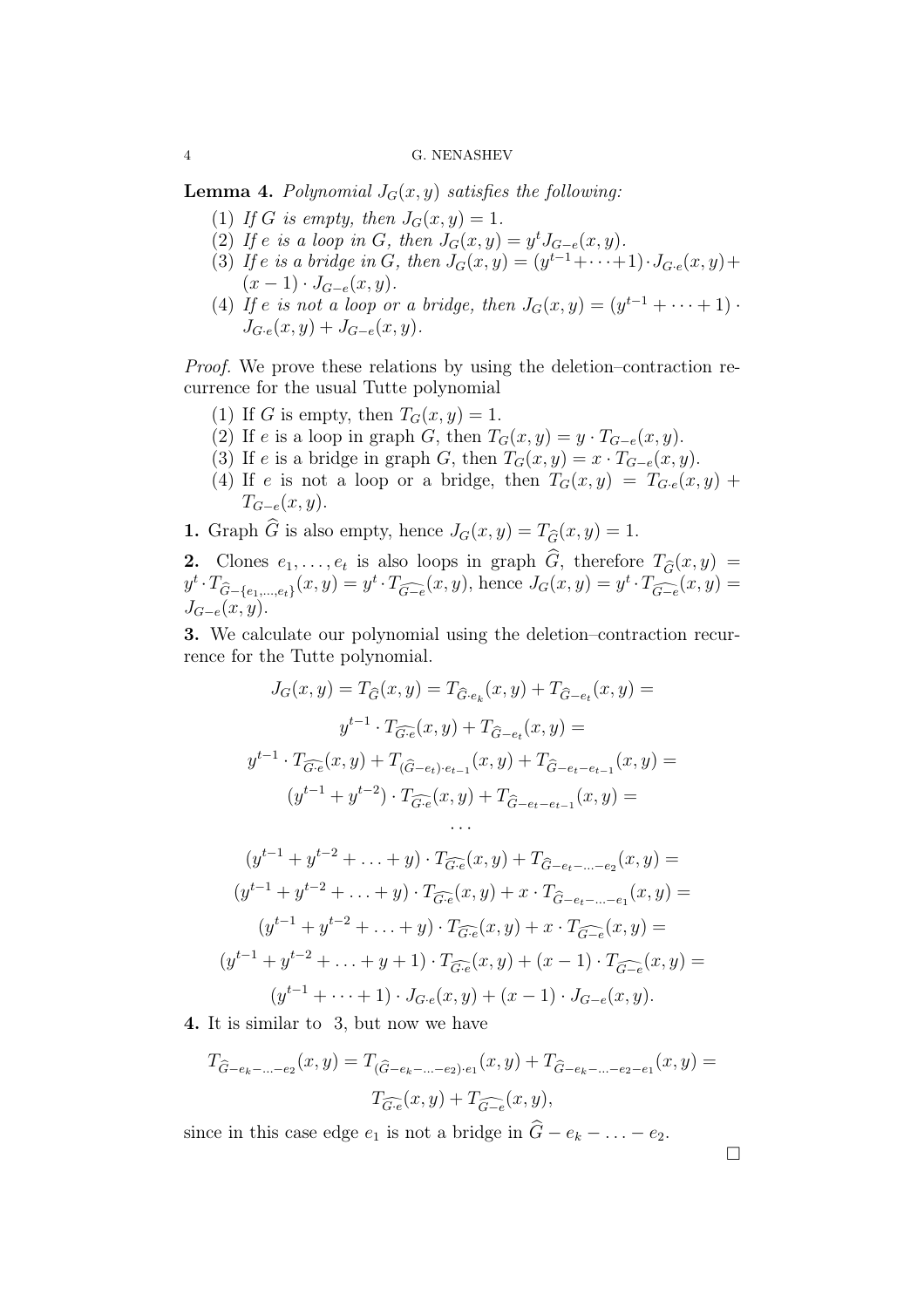**Lemma 4.** *Polynomial $J_G(x,y)$ satisfies the following:*

1. *If $G$ is empty, then $J_G(x,y) = 1$.*
2. *If $e$ is a loop in $G$, then $J_G(x,y) = y^t J_{G-e}(x,y)$.*
3. *If $e$ is a bridge in $G$, then $J_G(x,y) = (y^{t-1} + \dots + 1) \cdot J_{G\cdot e}(x,y) + (x-1) \cdot J_{G-e}(x,y)$.*
4. *If $e$ is not a loop or a bridge, then $J_G(x,y) = (y^{t-1} + \dots + 1) \cdot J_{G\cdot e}(x,y) + J_{G-e}(x,y)$.*

*Proof.* We prove these relations by using the deletion–contraction recurrence for the usual Tutte polynomial

1. If $G$ is empty, then $T_G(x,y) = 1$.
2. If $e$ is a loop in graph $G$, then $T_G(x,y) = y \cdot T_{G-e}(x,y)$.
3. If $e$ is a bridge in graph $G$, then $T_G(x,y) = x \cdot T_{G-e}(x,y)$.
4. If $e$ is not a loop or a bridge, then $T_G(x,y) = T_{G\cdot e}(x,y) + T_{G-e}(x,y)$.

**1.** Graph $\widehat{G}$ is also empty, hence $J_G(x,y) = T_{\widehat{G}}(x,y) = 1$.

**2.** Clones $e_1, \dots, e_t$ is also loops in graph $\widehat{G}$, therefore $T_{\widehat{G}}(x,y) = y^t \cdot T_{\widehat{G}-\{e_1,\dots,e_t\}}(x,y) = y^t \cdot T_{\widehat{G-e}}(x,y)$, hence $J_G(x,y) = y^t \cdot T_{\widehat{G-e}}(x,y) = J_{G-e}(x,y)$.

**3.** We calculate our polynomial using the deletion–contraction recurrence for the Tutte polynomial.

$$J_G(x,y) = T_{\widehat{G}}(x,y) = T_{\widehat{G}\cdot e_k}(x,y) + T_{\widehat{G}-e_t}(x,y) =$$
$$y^{t-1} \cdot T_{\widehat{G\cdot e}}(x,y) + T_{\widehat{G}-e_t}(x,y) =$$
$$y^{t-1} \cdot T_{\widehat{G\cdot e}}(x,y) + T_{(\widehat{G}-e_t)\cdot e_{t-1}}(x,y) + T_{\widehat{G}-e_t-e_{t-1}}(x,y) =$$
$$(y^{t-1} + y^{t-2}) \cdot T_{\widehat{G\cdot e}}(x,y) + T_{\widehat{G}-e_t-e_{t-1}}(x,y) =$$
$$\dots$$
$$(y^{t-1} + y^{t-2} + \ldots + y) \cdot T_{\widehat{G\cdot e}}(x,y) + T_{\widehat{G}-e_t-\ldots-e_2}(x,y) =$$
$$(y^{t-1} + y^{t-2} + \ldots + y) \cdot T_{\widehat{G\cdot e}}(x,y) + x \cdot T_{\widehat{G}-e_t-\ldots-e_1}(x,y) =$$
$$(y^{t-1} + y^{t-2} + \ldots + y) \cdot T_{\widehat{G\cdot e}}(x,y) + x \cdot T_{\widehat{G-e}}(x,y) =$$
$$(y^{t-1} + y^{t-2} + \ldots + y + 1) \cdot T_{\widehat{G\cdot e}}(x,y) + (x-1) \cdot T_{\widehat{G-e}}(x,y) =$$
$$(y^{t-1} + \dots + 1) \cdot J_{G\cdot e}(x,y) + (x-1) \cdot J_{G-e}(x,y).$$

**4.** It is similar to 3, but now we have

$$T_{\widehat{G}-e_k-\ldots-e_2}(x,y) = T_{(\widehat{G}-e_k-\ldots-e_2)\cdot e_1}(x,y) + T_{\widehat{G}-e_k-\ldots-e_2-e_1}(x,y) =$$
$$T_{\widehat{G\cdot e}}(x,y) + T_{\widehat{G-e}}(x,y),$$

since in this case edge $e_1$ is not a bridge in $\widehat{G} - e_k - \ldots - e_2$.

□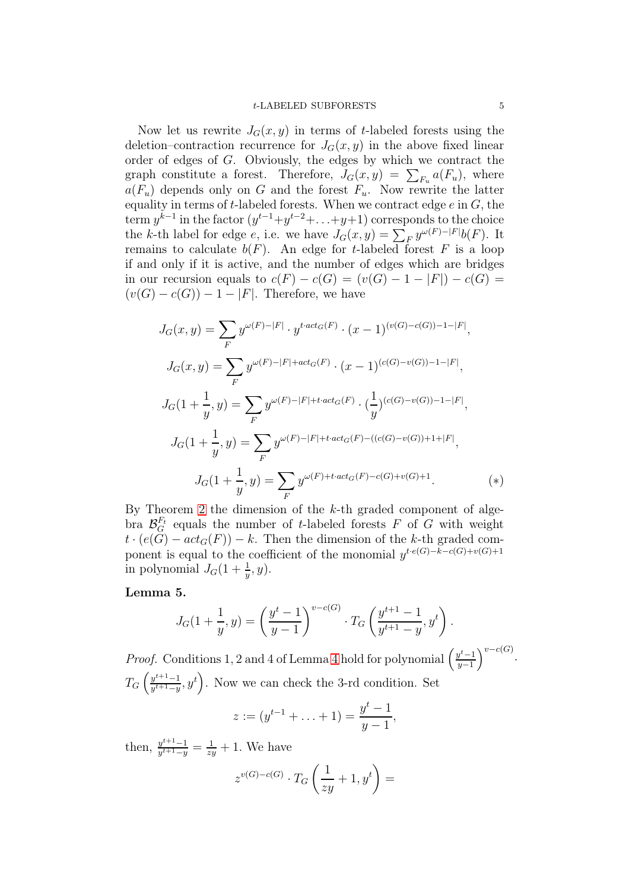Now let us rewrite $J_G(x, y)$ in terms of $t$-labeled forests using the deletion–contraction recurrence for $J_G(x, y)$ in the above fixed linear order of edges of $G$. Obviously, the edges by which we contract the graph constitute a forest. Therefore, $J_G(x, y) = \sum_{F_u} a(F_u)$, where $a(F_u)$ depends only on $G$ and the forest $F_u$. Now rewrite the latter equality in terms of $t$-labeled forests. When we contract edge $e$ in $G$, the term $y^{k-1}$ in the factor $(y^{t-1}+y^{t-2}+\ldots+y+1)$ corresponds to the choice the $k$-th label for edge $e$, i.e. we have $J_G(x, y) = \sum_F y^{\omega(F)-|F|} b(F)$. It remains to calculate $b(F)$. An edge for $t$-labeled forest $F$ is a loop if and only if it is active, and the number of edges which are bridges in our recursion equals to $c(F) - c(G) = (v(G) - 1 - |F|) - c(G) = (v(G) - c(G)) - 1 - |F|$. Therefore, we have

$$J_G(x, y) = \sum_F y^{\omega(F)-|F|} \cdot y^{t \cdot act_G(F)} \cdot (x-1)^{(v(G)-c(G))-1-|F|},$$

$$J_G(x, y) = \sum_F y^{\omega(F)-|F|+act_G(F)} \cdot (x-1)^{(c(G)-v(G))-1-|F|},$$

$$J_G(1+\frac{1}{y}, y) = \sum_F y^{\omega(F)-|F|+t \cdot act_G(F)} \cdot (\frac{1}{y})^{(c(G)-v(G))-1-|F|},$$

$$J_G(1+\frac{1}{y}, y) = \sum_F y^{\omega(F)-|F|+t \cdot act_G(F)-((c(G)-v(G))+1+|F|},$$

$$J_G(1+\frac{1}{y}, y) = \sum_F y^{\omega(F)+t \cdot act_G(F)-c(G)+v(G)+1}. \qquad (*)$$

By Theorem 2 the dimension of the $k$-th graded component of algebra $\mathcal{B}_G^{F_t}$ equals the number of $t$-labeled forests $F$ of $G$ with weight $t \cdot (e(G) - act_G(F)) - k$. Then the dimension of the $k$-th graded component is equal to the coefficient of the monomial $y^{t \cdot e(G)-k-c(G)+v(G)+1}$ in polynomial $J_G(1 + \frac{1}{y}, y)$.

**Lemma 5.**

$$J_G(1+\frac{1}{y}, y) = \left(\frac{y^t-1}{y-1}\right)^{v-c(G)} \cdot T_G\left(\frac{y^{t+1}-1}{y^{t+1}-y}, y^t\right).$$

*Proof.* Conditions 1, 2 and 4 of Lemma 4 hold for polynomial $\left(\frac{y^t-1}{y-1}\right)^{v-c(G)}$. $T_G\left(\frac{y^{t+1}-1}{y^{t+1}-y}, y^t\right)$. Now we can check the 3-rd condition. Set

$$z := (y^{t-1} + \ldots + 1) = \frac{y^t - 1}{y-1},$$

then, $\frac{y^{t+1}-1}{y^{t+1}-y} = \frac{1}{zy} + 1$. We have

$$z^{v(G)-c(G)} \cdot T_G\left(\frac{1}{zy} + 1, y^t\right) =$$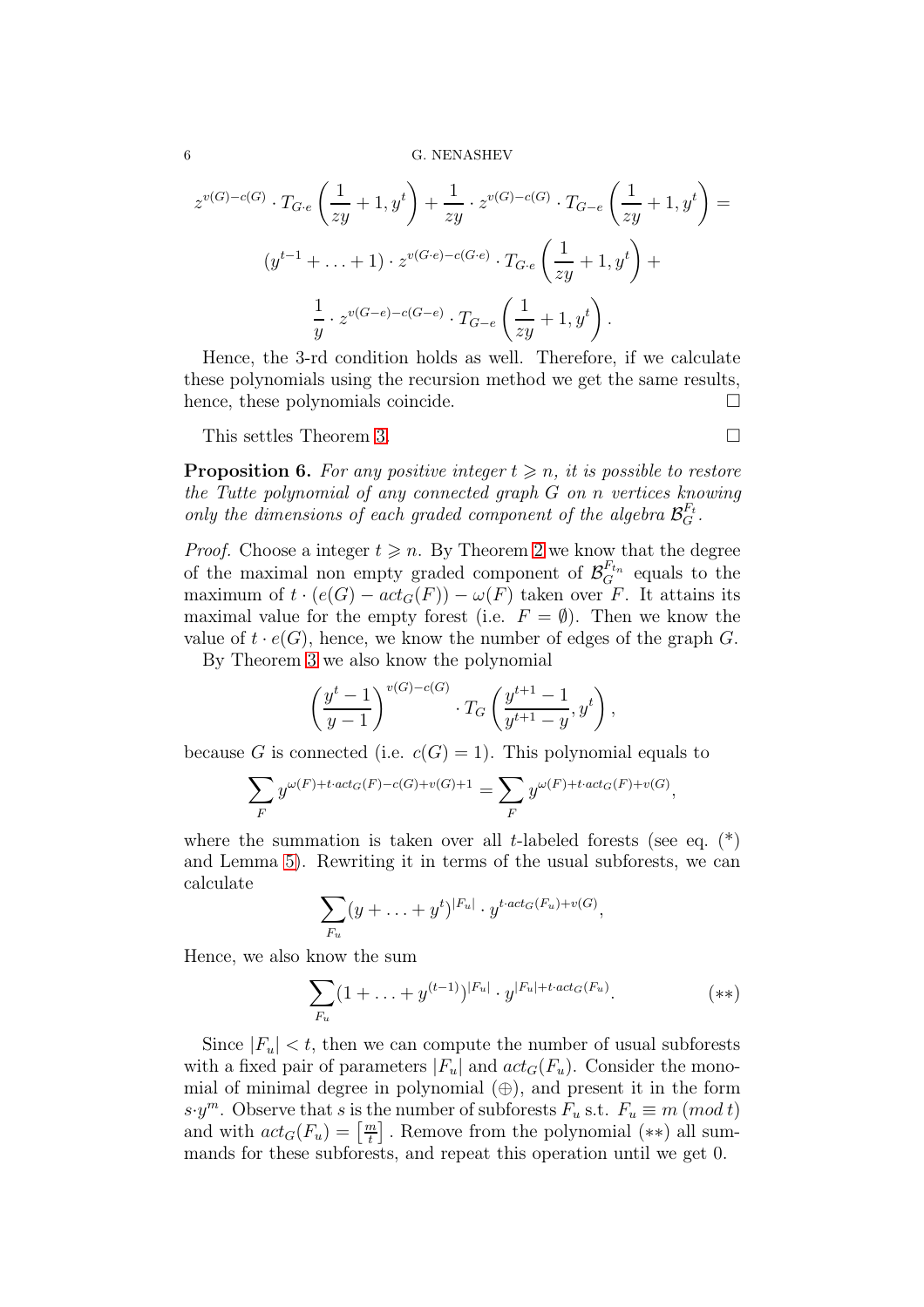$$z^{v(G)-c(G)} \cdot T_{G \cdot e}\left(\frac{1}{zy}+1, y^t\right) + \frac{1}{zy} \cdot z^{v(G)-c(G)} \cdot T_{G-e}\left(\frac{1}{zy}+1, y^t\right) =$$

$$(y^{t-1}+\ldots+1) \cdot z^{v(G\cdot e)-c(G\cdot e)} \cdot T_{G\cdot e}\left(\frac{1}{zy}+1, y^t\right) +$$

$$\frac{1}{y} \cdot z^{v(G-e)-c(G-e)} \cdot T_{G-e}\left(\frac{1}{zy}+1, y^t\right).$$

Hence, the 3-rd condition holds as well. Therefore, if we calculate these polynomials using the recursion method we get the same results, hence, these polynomials coincide. □

This settles Theorem 3. □

**Proposition 6.** *For any positive integer $t \geqslant n$, it is possible to restore the Tutte polynomial of any connected graph $G$ on $n$ vertices knowing only the dimensions of each graded component of the algebra $\mathcal{B}_G^{F_t}$.*

*Proof.* Choose a integer $t \geqslant n$. By Theorem 2 we know that the degree of the maximal non empty graded component of $\mathcal{B}_G^{F_{t_n}}$ equals to the maximum of $t \cdot (e(G) - act_G(F)) - \omega(F)$ taken over $F$. It attains its maximal value for the empty forest (i.e. $F = \emptyset$). Then we know the value of $t \cdot e(G)$, hence, we know the number of edges of the graph $G$.

By Theorem 3 we also know the polynomial

$$\left(\frac{y^t-1}{y-1}\right)^{v(G)-c(G)} \cdot T_G\left(\frac{y^{t+1}-1}{y^{t+1}-y}, y^t\right),$$

because $G$ is connected (i.e. $c(G) = 1$). This polynomial equals to

$$\sum_F y^{\omega(F)+t\cdot act_G(F)-c(G)+v(G)+1} = \sum_F y^{\omega(F)+t\cdot act_G(F)+v(G)},$$

where the summation is taken over all $t$-labeled forests (see eq. (\*) and Lemma 5). Rewriting it in terms of the usual subforests, we can calculate

$$\sum_{F_u} (y+\ldots+y^t)^{|F_u|} \cdot y^{t\cdot act_G(F_u)+v(G)},$$

Hence, we also know the sum

$$\sum_{F_u} (1+\ldots+y^{(t-1)})^{|F_u|} \cdot y^{|F_u|+t\cdot act_G(F_u)}. \qquad (**)$$

Since $|F_u| < t$, then we can compute the number of usual subforests with a fixed pair of parameters $|F_u|$ and $act_G(F_u)$. Consider the monomial of minimal degree in polynomial ($\oplus$), and present it in the form $s\cdot y^m$. Observe that $s$ is the number of subforests $F_u$ s.t. $F_u \equiv m \,(mod\, t)$ and with $act_G(F_u) = \left[\frac{m}{t}\right]$. Remove from the polynomial $(**)$ all summands for these subforests, and repeat this operation until we get 0.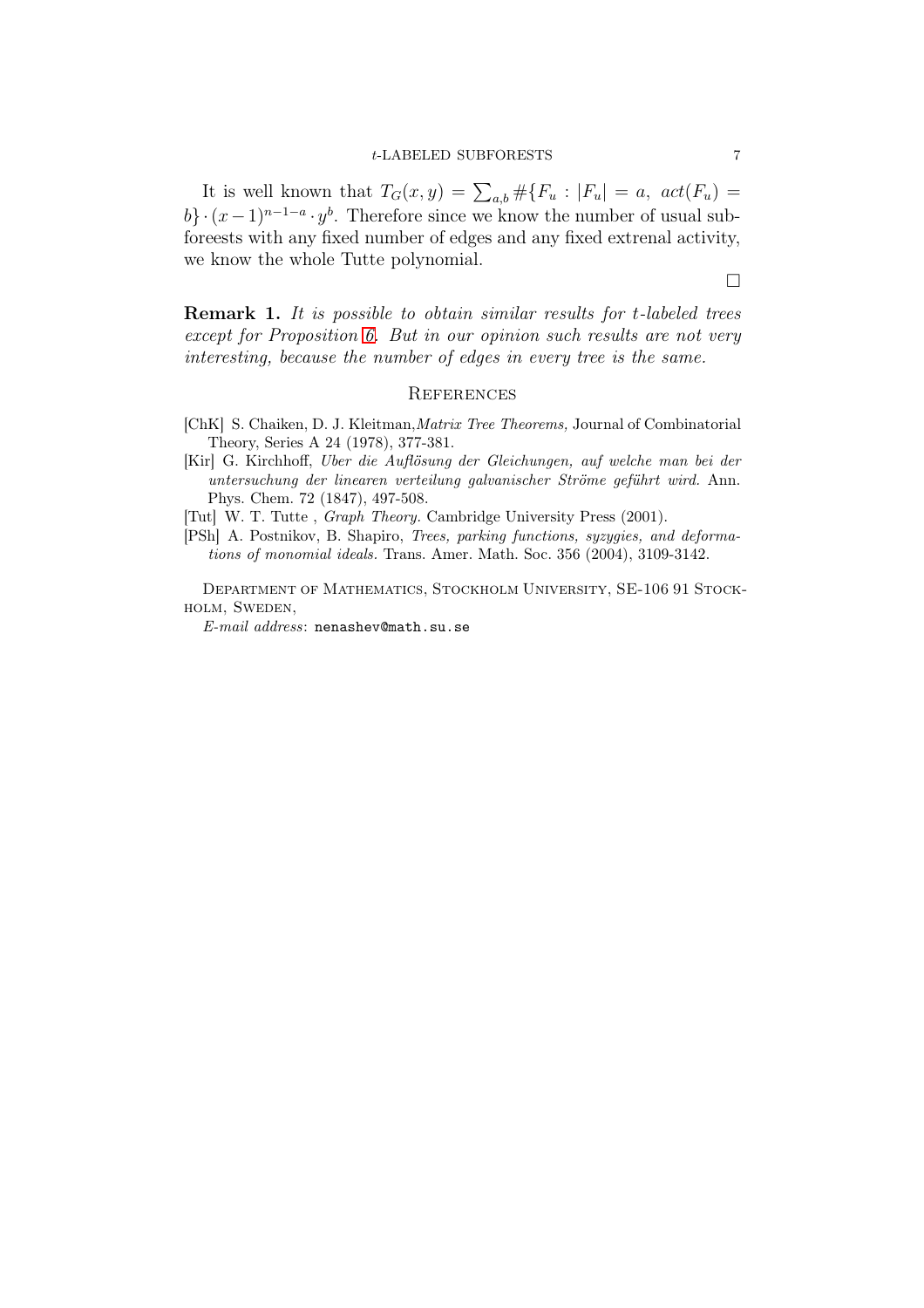It is well known that $T_G(x,y) = \sum_{a,b} \#\{F_u : |F_u| = a,\ act(F_u) = b\} \cdot (x-1)^{n-1-a} \cdot y^b$. Therefore since we know the number of usual subforeests with any fixed number of edges and any fixed extrenal activity, we know the whole Tutte polynomial.

□

**Remark 1.** *It is possible to obtain similar results for t-labeled trees except for Proposition 6. But in our opinion such results are not very interesting, because the number of edges in every tree is the same.*

## References

[ChK] S. Chaiken, D. J. Kleitman, *Matrix Tree Theorems,* Journal of Combinatorial Theory, Series A 24 (1978), 377-381.

[Kir] G. Kirchhoff, *Uber die Auflösung der Gleichungen, auf welche man bei der untersuchung der linearen verteilung galvanischer Ströme geführt wird.* Ann. Phys. Chem. 72 (1847), 497-508.

[Tut] W. T. Tutte , *Graph Theory.* Cambridge University Press (2001).

[PSh] A. Postnikov, B. Shapiro, *Trees, parking functions, syzygies, and deformations of monomial ideals.* Trans. Amer. Math. Soc. 356 (2004), 3109-3142.

Department of Mathematics, Stockholm University, SE-106 91 Stockholm, Sweden,

*E-mail address*: nenashev@math.su.se